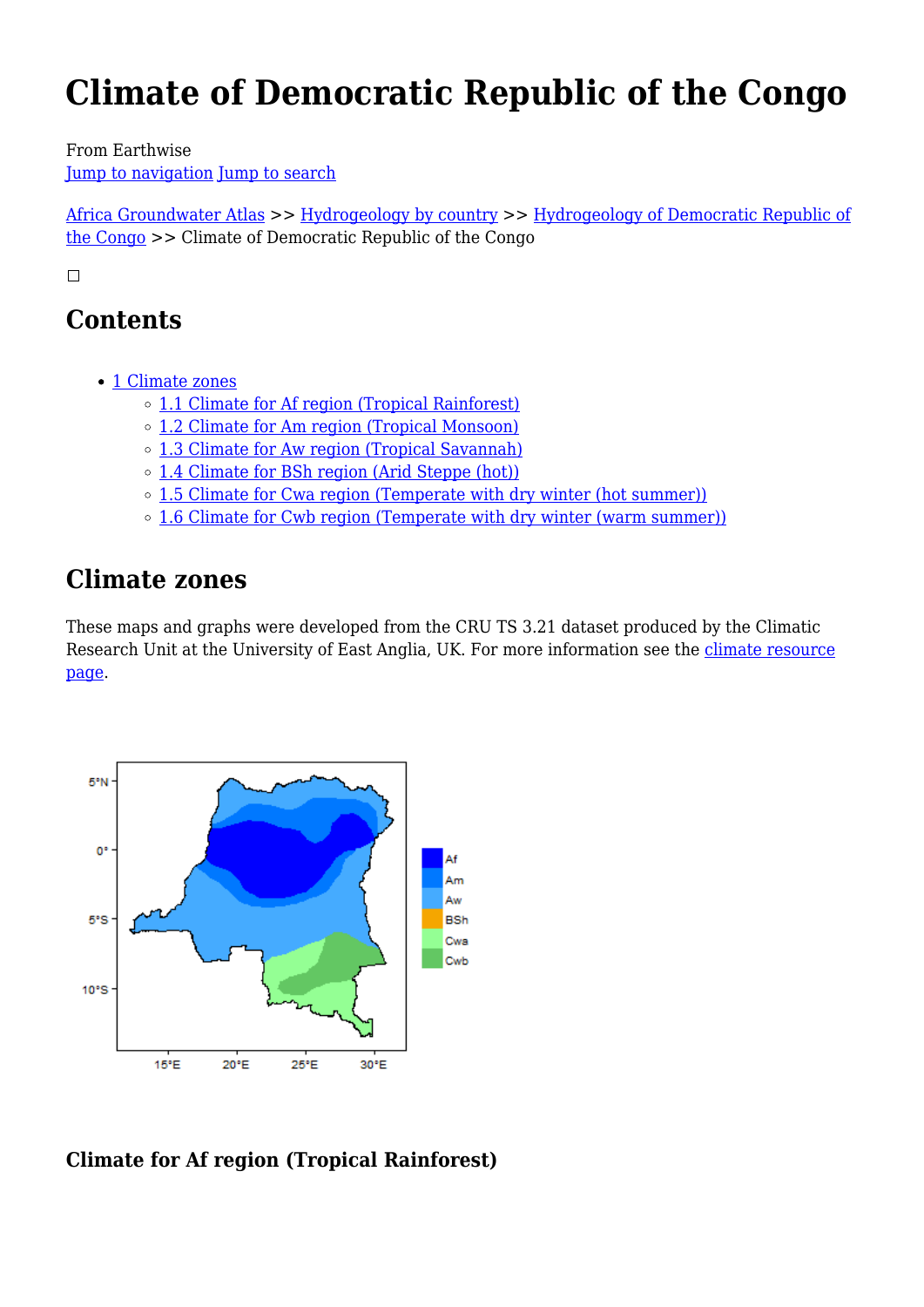# Climate of Democratic Republic of the Congo

From Earthwise
Jump to navigation Jump to search

Africa Groundwater Atlas >> Hydrogeology by country >> Hydrogeology of Democratic Republic of the Congo >> Climate of Democratic Republic of the Congo

## Contents

- 1 Climate zones
  - 1.1 Climate for Af region (Tropical Rainforest)
  - 1.2 Climate for Am region (Tropical Monsoon)
  - 1.3 Climate for Aw region (Tropical Savannah)
  - 1.4 Climate for BSh region (Arid Steppe (hot))
  - 1.5 Climate for Cwa region (Temperate with dry winter (hot summer))
  - 1.6 Climate for Cwb region (Temperate with dry winter (warm summer))

## Climate zones

These maps and graphs were developed from the CRU TS 3.21 dataset produced by the Climatic Research Unit at the University of East Anglia, UK. For more information see the climate resource page.

### Climate for Af region (Tropical Rainforest)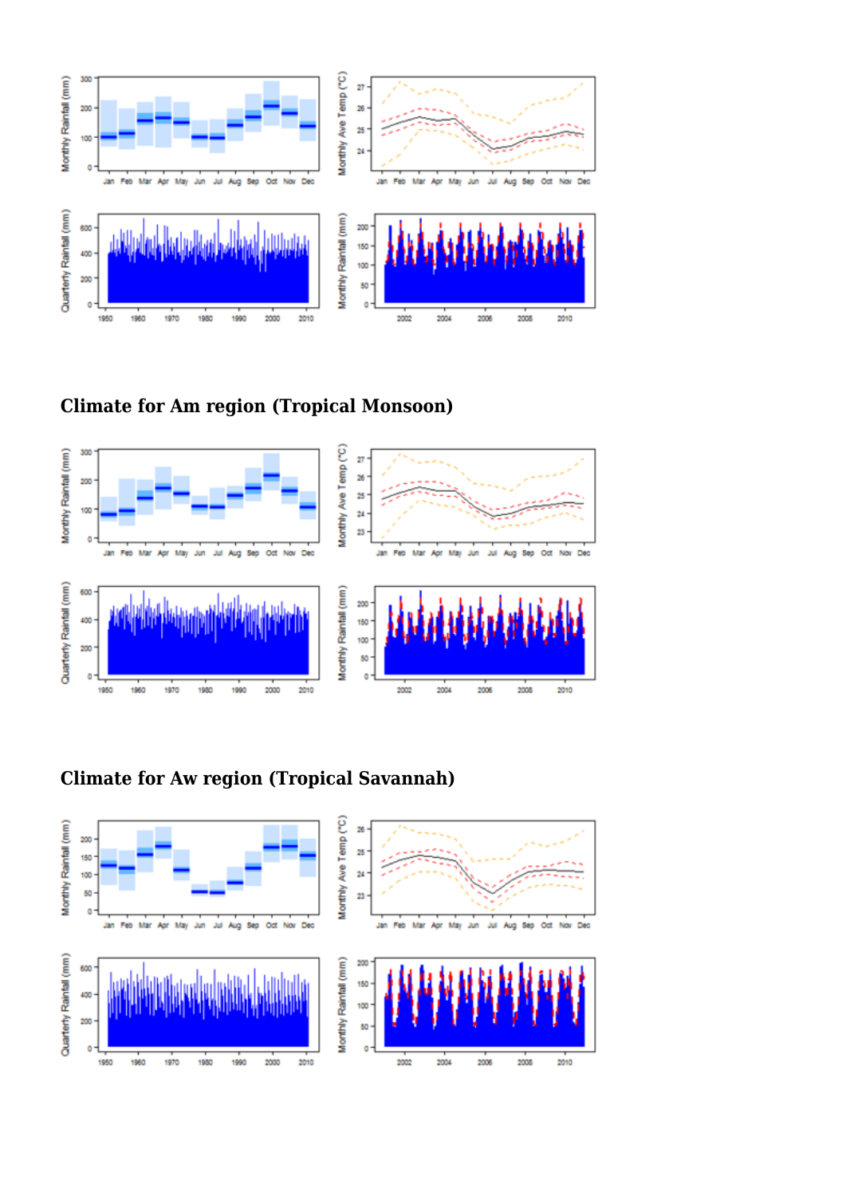## Climate for Am region (Tropical Monsoon)

## Climate for Aw region (Tropical Savannah)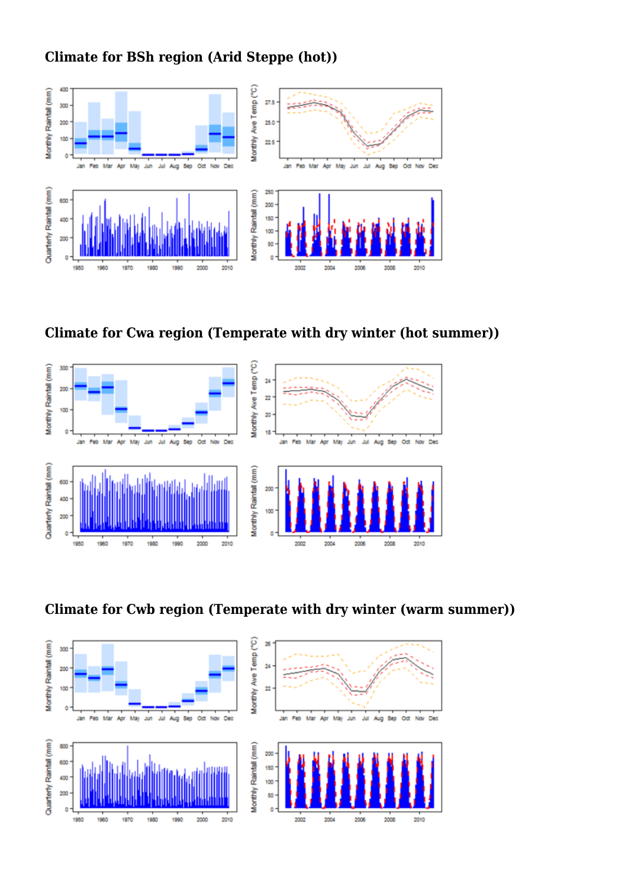## Climate for BSh region (Arid Steppe (hot))

## Climate for Cwa region (Temperate with dry winter (hot summer))

## Climate for Cwb region (Temperate with dry winter (warm summer))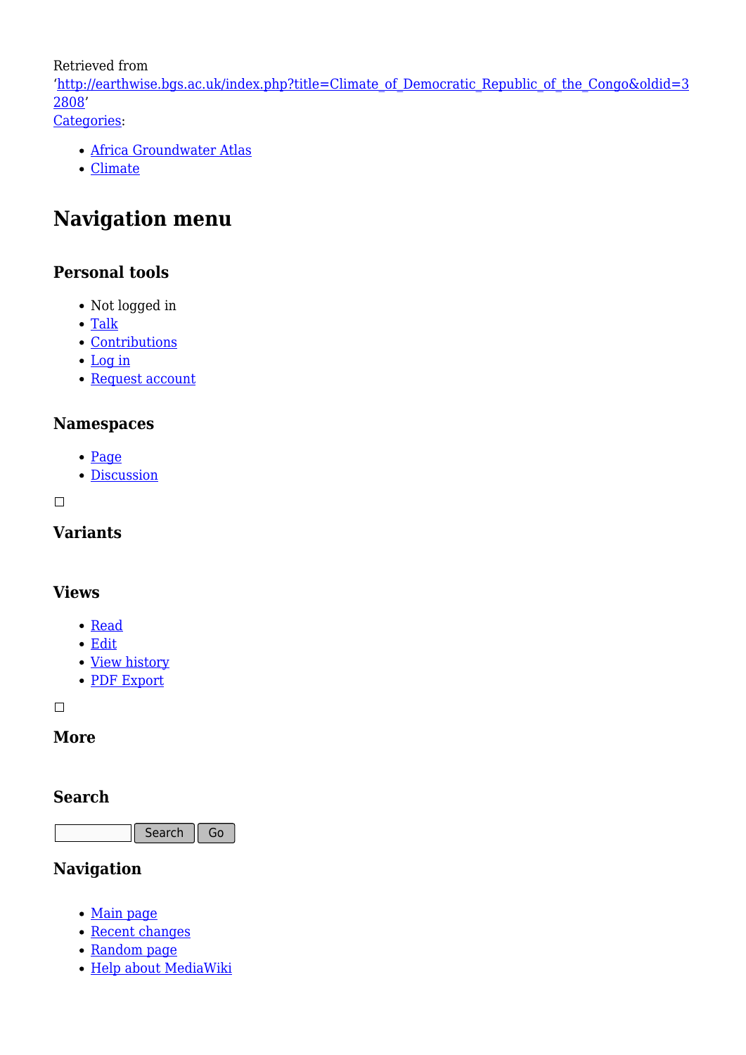Retrieved from
'http://earthwise.bgs.ac.uk/index.php?title=Climate_of_Democratic_Republic_of_the_Congo&oldid=32808'
Categories:

- Africa Groundwater Atlas
- Climate

# Navigation menu

### Personal tools

- Not logged in
- Talk
- Contributions
- Log in
- Request account

### Namespaces

- Page
- Discussion

### Variants

### Views

- Read
- Edit
- View history
- PDF Export

### More

### Search

Search Go

### Navigation

- Main page
- Recent changes
- Random page
- Help about MediaWiki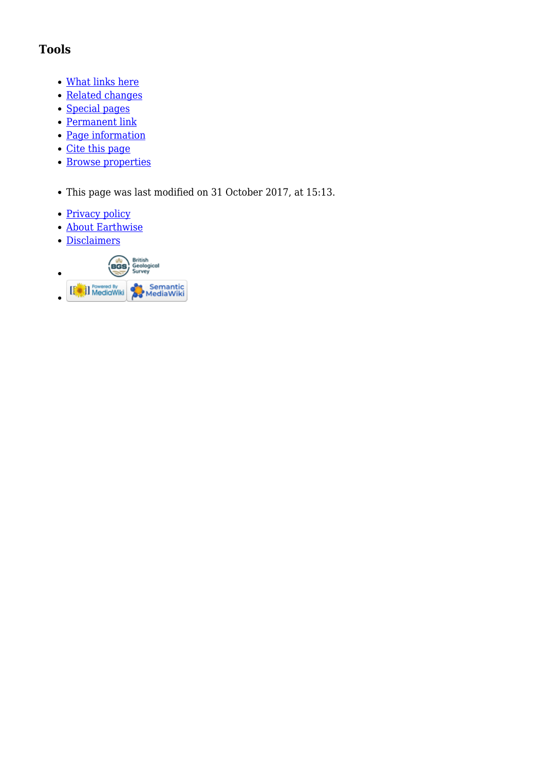### Tools

- What links here
- Related changes
- Special pages
- Permanent link
- Page information
- Cite this page
- Browse properties

- This page was last modified on 31 October 2017, at 15:13.

- Privacy policy
- About Earthwise
- Disclaimers